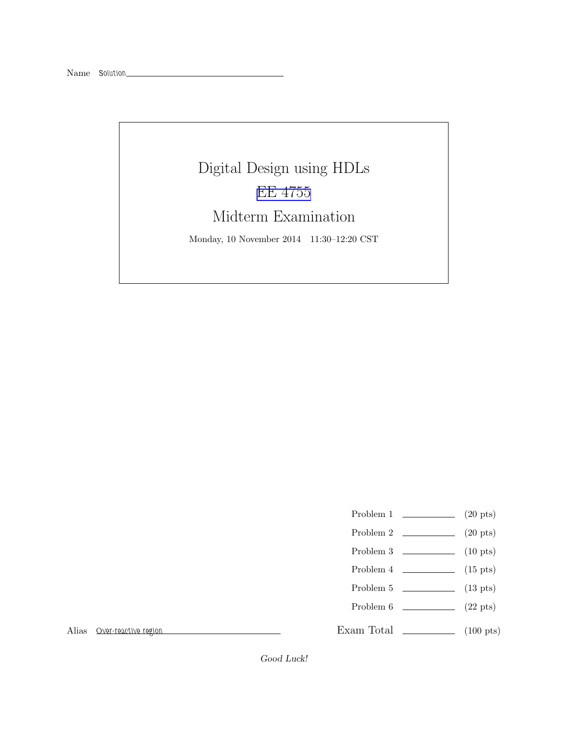Name Solution

# Digital Design using HDLs

## EE 4755

## Midterm Examination

Monday, 10 November 2014 11:30–12:20 CST

| | | |
|---|---|---|
| Problem 1 | ________ | (20 pts) |
| Problem 2 | ________ | (20 pts) |
| Problem 3 | ________ | (10 pts) |
| Problem 4 | ________ | (15 pts) |
| Problem 5 | ________ | (13 pts) |
| Problem 6 | ________ | (22 pts) |
| Exam Total | ________ | (100 pts) |

Alias Over-reactive region

*Good Luck!*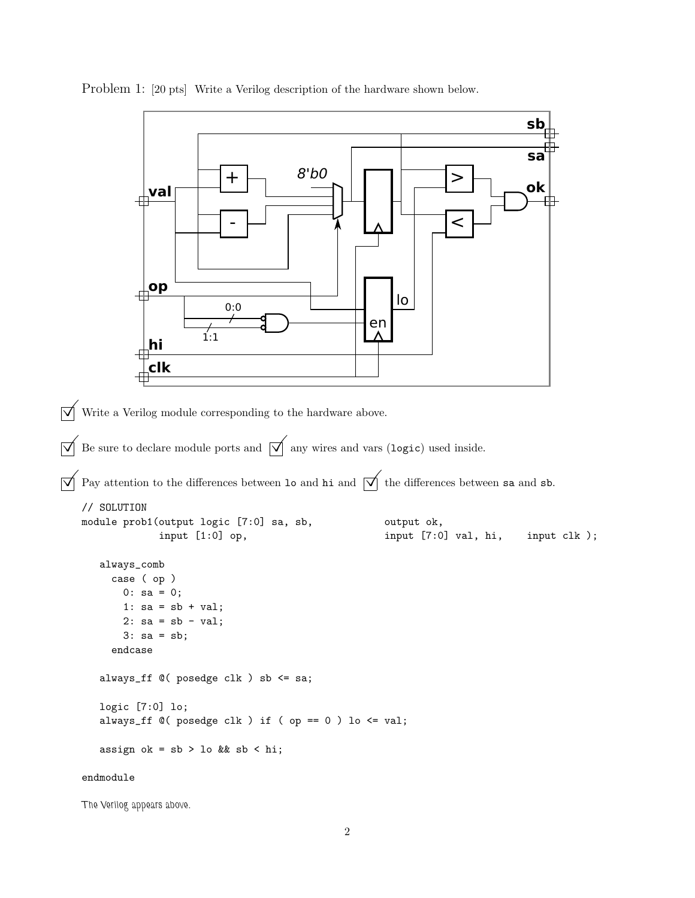Problem 1: [20 pts] Write a Verilog description of the hardware shown below.

☑ Write a Verilog module corresponding to the hardware above.

☑ Be sure to declare module ports and ☑ any wires and vars (`logic`) used inside.

☑ Pay attention to the differences between `lo` and `hi` and ☑ the differences between `sa` and `sb`.

```
// SOLUTION
module prob1(output logic [7:0] sa, sb,           output ok,
             input [1:0] op,                       input [7:0] val, hi,    input clk );

   always_comb
     case ( op )
       0: sa = 0;
       1: sa = sb + val;
       2: sa = sb - val;
       3: sa = sb;
     endcase

   always_ff @( posedge clk ) sb <= sa;

   logic [7:0] lo;
   always_ff @( posedge clk ) if ( op == 0 ) lo <= val;

   assign ok = sb > lo && sb < hi;

endmodule
```

The Verilog appears above.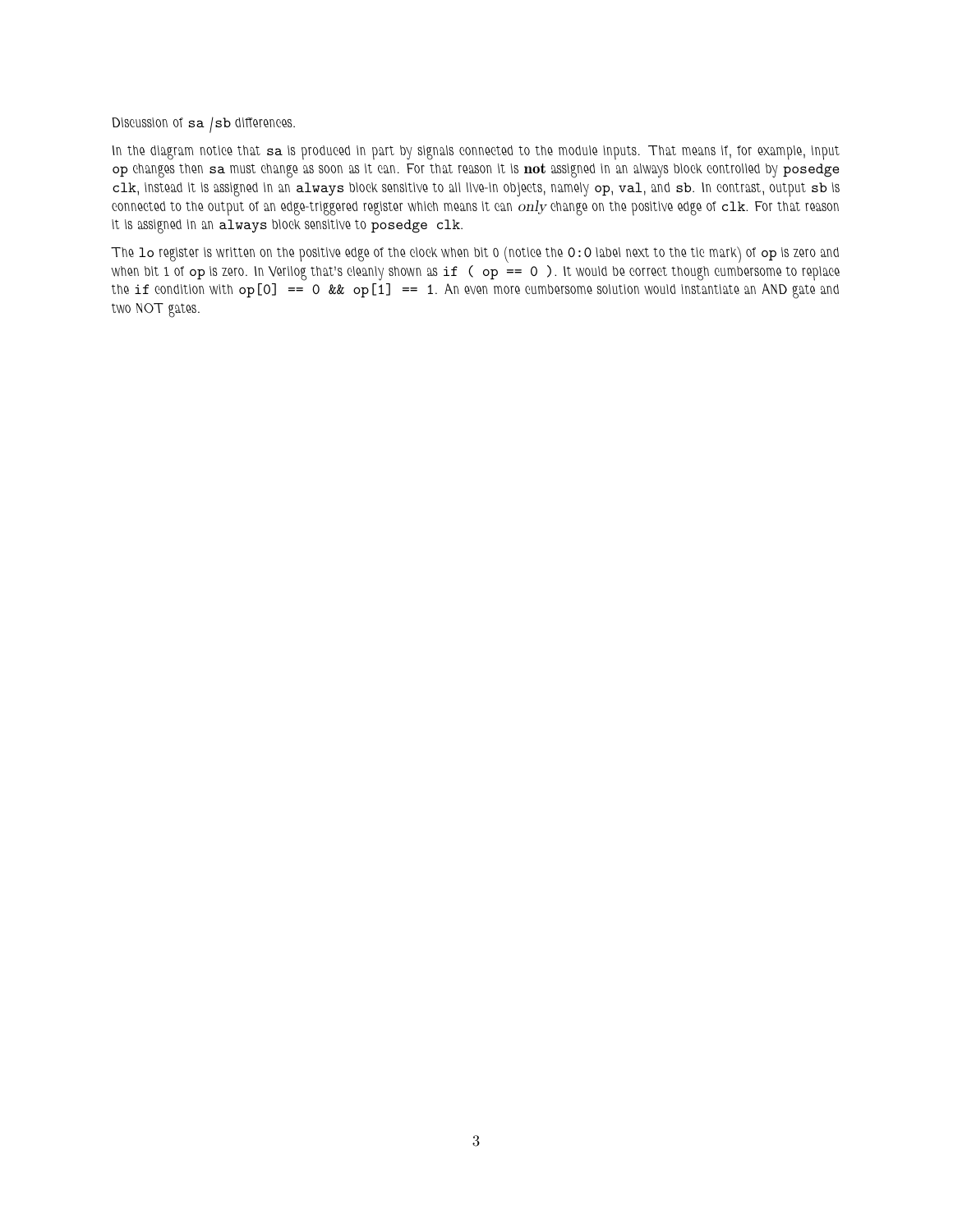Discussion of `sa` /`sb` differences.

In the diagram notice that `sa` is produced in part by signals connected to the module inputs. That means if, for example, input `op` changes then `sa` must change as soon as it can. For that reason it is **not** assigned in an always block controlled by `posedge clk`, instead it is assigned in an `always` block sensitive to all live-in objects, namely `op`, `val`, and `sb`. In contrast, output `sb` is connected to the output of an edge-triggered register which means it can *only* change on the positive edge of `clk`. For that reason it is assigned in an `always` block sensitive to `posedge clk`.

The `lo` register is written on the positive edge of the clock when bit 0 (notice the `0:0` label next to the tic mark) of `op` is zero and when bit 1 of `op` is zero. In Verilog that's cleanly shown as `if ( op == 0 )`. It would be correct though cumbersome to replace the `if` condition with `op[0] == 0 && op[1] == 1`. An even more cumbersome solution would instantiate an AND gate and two NOT gates.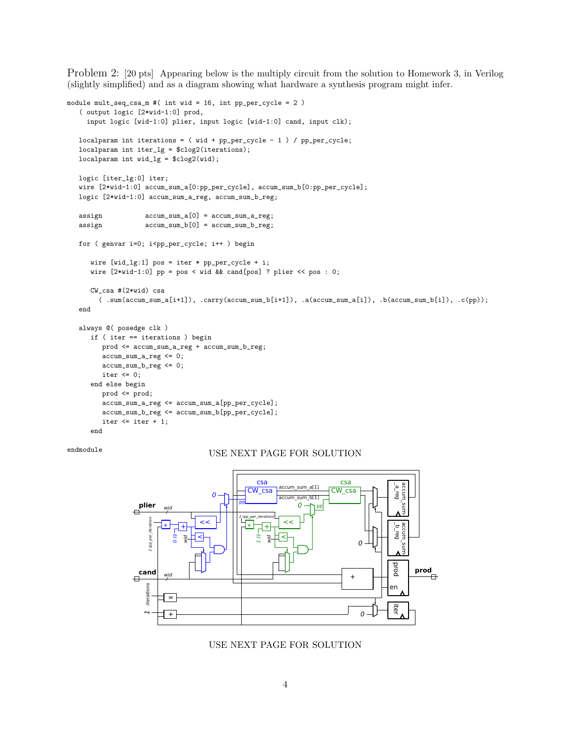Problem 2: [20 pts] Appearing below is the multiply circuit from the solution to Homework 3, in Verilog (slightly simplified) and as a diagram showing what hardware a synthesis program might infer.

```
module mult_seq_csa_m #( int wid = 16, int pp_per_cycle = 2 )
   ( output logic [2*wid-1:0] prod,
     input logic [wid-1:0] plier, input logic [wid-1:0] cand, input clk);

   localparam int iterations = ( wid + pp_per_cycle - 1 ) / pp_per_cycle;
   localparam int iter_lg = $clog2(iterations);
   localparam int wid_lg = $clog2(wid);

   logic [iter_lg:0] iter;
   wire [2*wid-1:0] accum_sum_a[0:pp_per_cycle], accum_sum_b[0:pp_per_cycle];
   logic [2*wid-1:0] accum_sum_a_reg, accum_sum_b_reg;

   assign           accum_sum_a[0] = accum_sum_a_reg;
   assign           accum_sum_b[0] = accum_sum_b_reg;

   for ( genvar i=0; i<pp_per_cycle; i++ ) begin

      wire [wid_lg:1] pos = iter * pp_per_cycle + i;
      wire [2*wid-1:0] pp = pos < wid && cand[pos] ? plier << pos : 0;

      CW_csa #(2*wid) csa
        ( .sum(accum_sum_a[i+1]), .carry(accum_sum_b[i+1]), .a(accum_sum_a[i]), .b(accum_sum_b[i]), .c(pp));
   end

   always @( posedge clk )
      if ( iter == iterations ) begin
         prod <= accum_sum_a_reg + accum_sum_b_reg;
         accum_sum_a_reg <= 0;
         accum_sum_b_reg <= 0;
         iter <= 0;
      end else begin
         prod <= prod;
         accum_sum_a_reg <= accum_sum_a[pp_per_cycle];
         accum_sum_b_reg <= accum_sum_b[pp_per_cycle];
         iter <= iter + 1;
      end

endmodule
```

USE NEXT PAGE FOR SOLUTION

USE NEXT PAGE FOR SOLUTION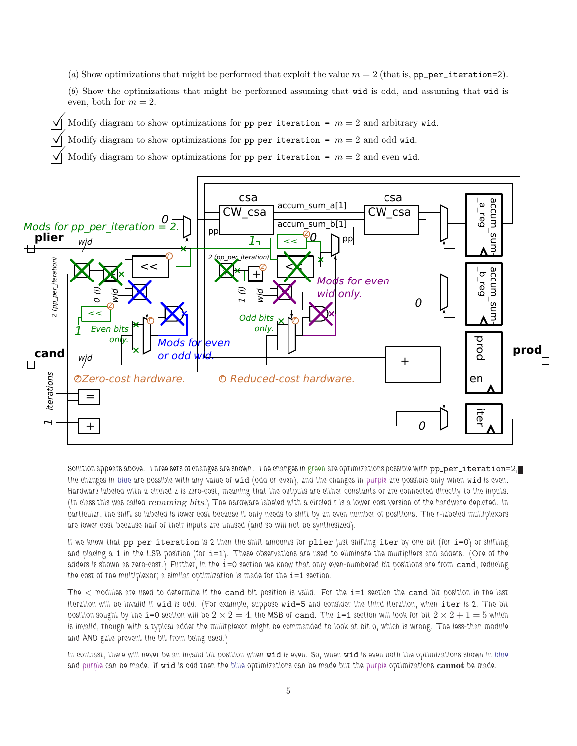(*a*) Show optimizations that might be performed that exploit the value $m = 2$ (that is, `pp_per_iteration=2`).

(*b*) Show the optimizations that might be performed assuming that `wid` is odd, and assuming that `wid` is even, both for $m = 2$.

- [x] Modify diagram to show optimizations for `pp_per_iteration` = $m = 2$ and arbitrary `wid`.
- [x] Modify diagram to show optimizations for `pp_per_iteration` = $m = 2$ and odd `wid`.
- [x] Modify diagram to show optimizations for `pp_per_iteration` = $m = 2$ and even `wid`.

Solution appears above. Three sets of changes are shown. The changes in green are optimizations possible with `pp_per_iteration=2`, the changes in blue are possible with any value of `wid` (odd or even), and the changes in purple are possible only when `wid` is even. Hardware labeled with a circled z is zero-cost, meaning that the outputs are either constants or are connected directly to the inputs. (In class this was called *renaming bits*.) The hardware labeled with a circled r is a lower cost version of the hardware depicted. In particular, the shift so labeled is lower cost because it only needs to shift by an even number of positions. The r-labeled multiplexors are lower cost because half of their inputs are unused (and so will not be synthesized).

If we know that `pp_per_iteration` is 2 then the shift amounts for `plier` just shifting `iter` by one bit (for `i=0`) or shifting and placing a 1 in the LSB position (for `i=1`). These observations are used to eliminate the multipliers and adders. (One of the adders is shown as zero-cost.) Further, in the `i=0` section we know that only even-numbered bit positions are from `cand`, reducing the cost of the multiplexor; a similar optimization is made for the `i=1` section.

The < modules are used to determine if the `cand` bit position is valid. For the `i=1` section the `cand` bit position in the last iteration will be invalid if `wid` is odd. (For example, suppose `wid=5` and consider the third iteration, when `iter` is 2. The bit position sought by the `i=0` section will be $2 \times 2 = 4$, the MSB of `cand`. The `i=1` section will look for bit $2 \times 2 + 1 = 5$ which is invalid, though with a typical adder the mulitplexor might be commanded to look at bit 0, which is wrong. The less-than module and AND gate prevent the bit from being used.)

In contrast, there will never be an invalid bit position when `wid` is even. So, when `wid` is even both the optimizations shown in blue and purple can be made. If `wid` is odd then the blue optimizations can be made but the purple optimizations **cannot** be made.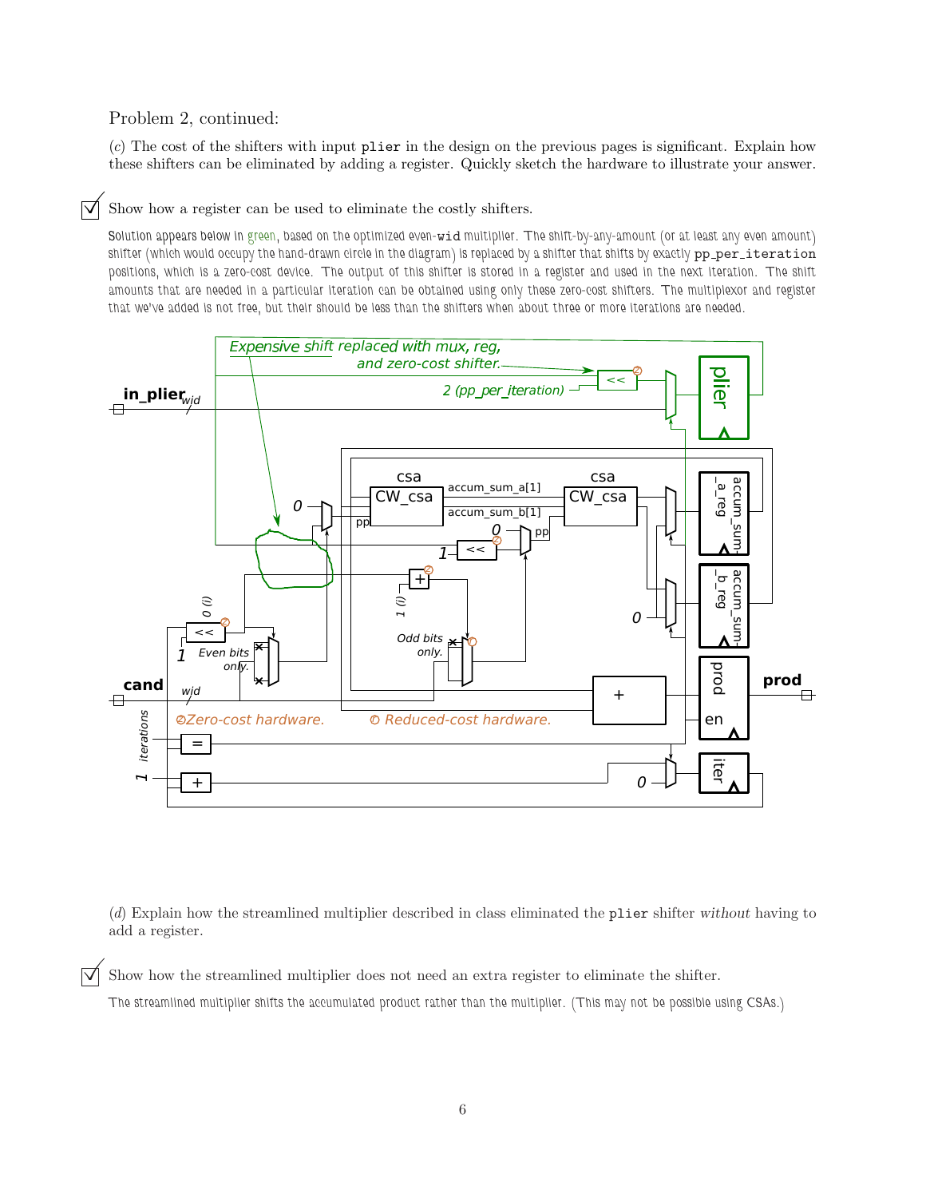Problem 2, continued:

(*c*) The cost of the shifters with input `plier` in the design on the previous pages is significant. Explain how these shifters can be eliminated by adding a register. Quickly sketch the hardware to illustrate your answer.

☑ Show how a register can be used to eliminate the costly shifters.

Solution appears below in green, based on the optimized even-`wid` multiplier. The shift-by-any-amount (or at least any even amount) shifter (which would occupy the hand-drawn circle in the diagram) is replaced by a shifter that shifts by exactly `pp_per_iteration` positions, which is a zero-cost device. The output of this shifter is stored in a register and used in the next iteration. The shift amounts that are needed in a particular iteration can be obtained using only these zero-cost shifters. The multiplexor and register that we've added is not free, but their should be less than the shifters when about three or more iterations are needed.

(*d*) Explain how the streamlined multiplier described in class eliminated the `plier` shifter *without* having to add a register.

☑ Show how the streamlined multiplier does not need an extra register to eliminate the shifter.

The streamlined multiplier shifts the accumulated product rather than the multiplier. (This may not be possible using CSAs.)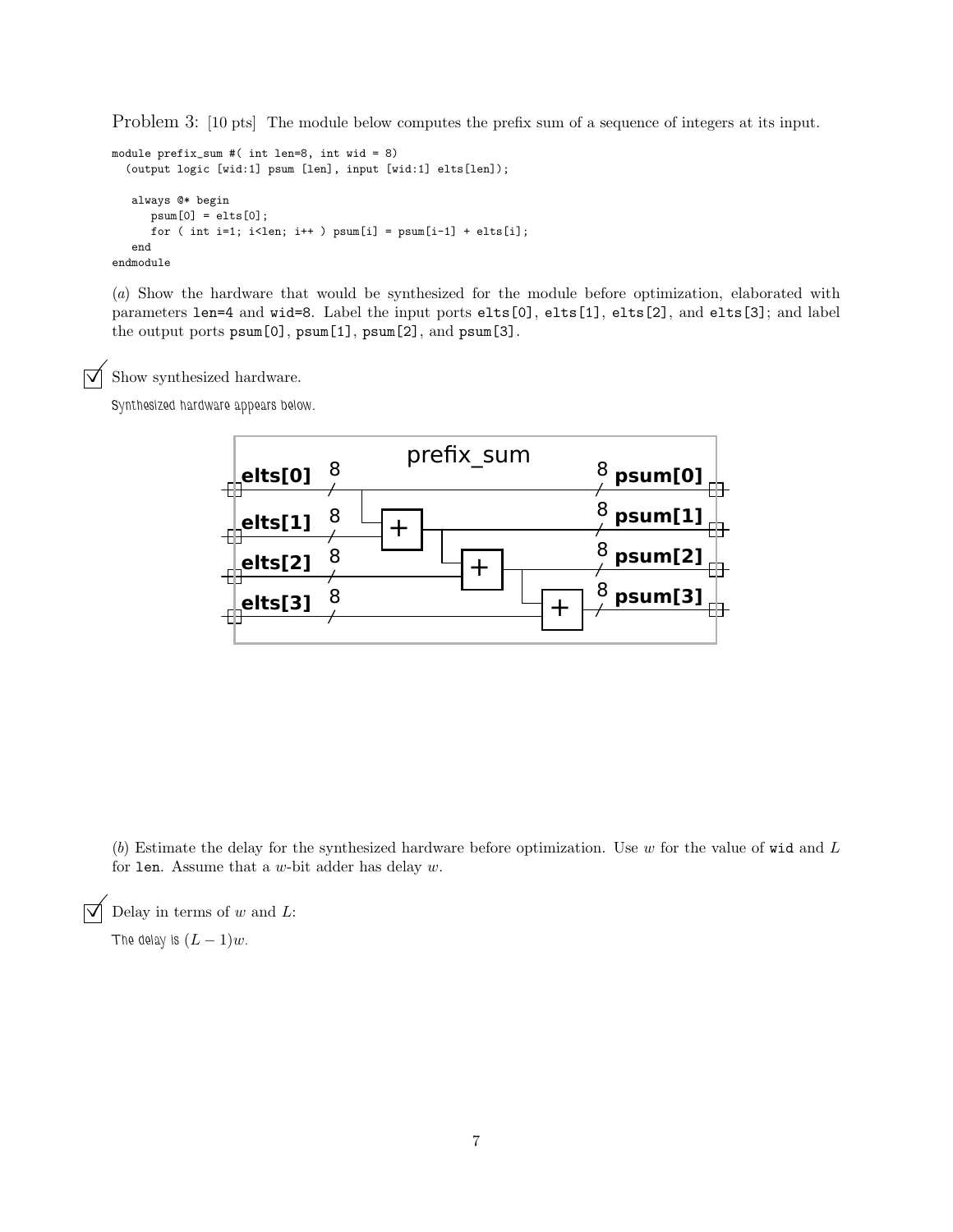Problem 3: [10 pts] The module below computes the prefix sum of a sequence of integers at its input.

```
module prefix_sum #( int len=8, int wid = 8)
  (output logic [wid:1] psum [len], input [wid:1] elts[len]);

   always @* begin
      psum[0] = elts[0];
      for ( int i=1; i<len; i++ ) psum[i] = psum[i-1] + elts[i];
   end
endmodule
```

(*a*) Show the hardware that would be synthesized for the module before optimization, elaborated with parameters `len=4` and `wid=8`. Label the input ports `elts[0]`, `elts[1]`, `elts[2]`, and `elts[3]`; and label the output ports `psum[0]`, `psum[1]`, `psum[2]`, and `psum[3]`.

☑ Show synthesized hardware.

Synthesized hardware appears below.

(*b*) Estimate the delay for the synthesized hardware before optimization. Use $w$ for the value of `wid` and $L$ for `len`. Assume that a $w$-bit adder has delay $w$.

☑ Delay in terms of $w$ and $L$:

The delay is $(L-1)w$.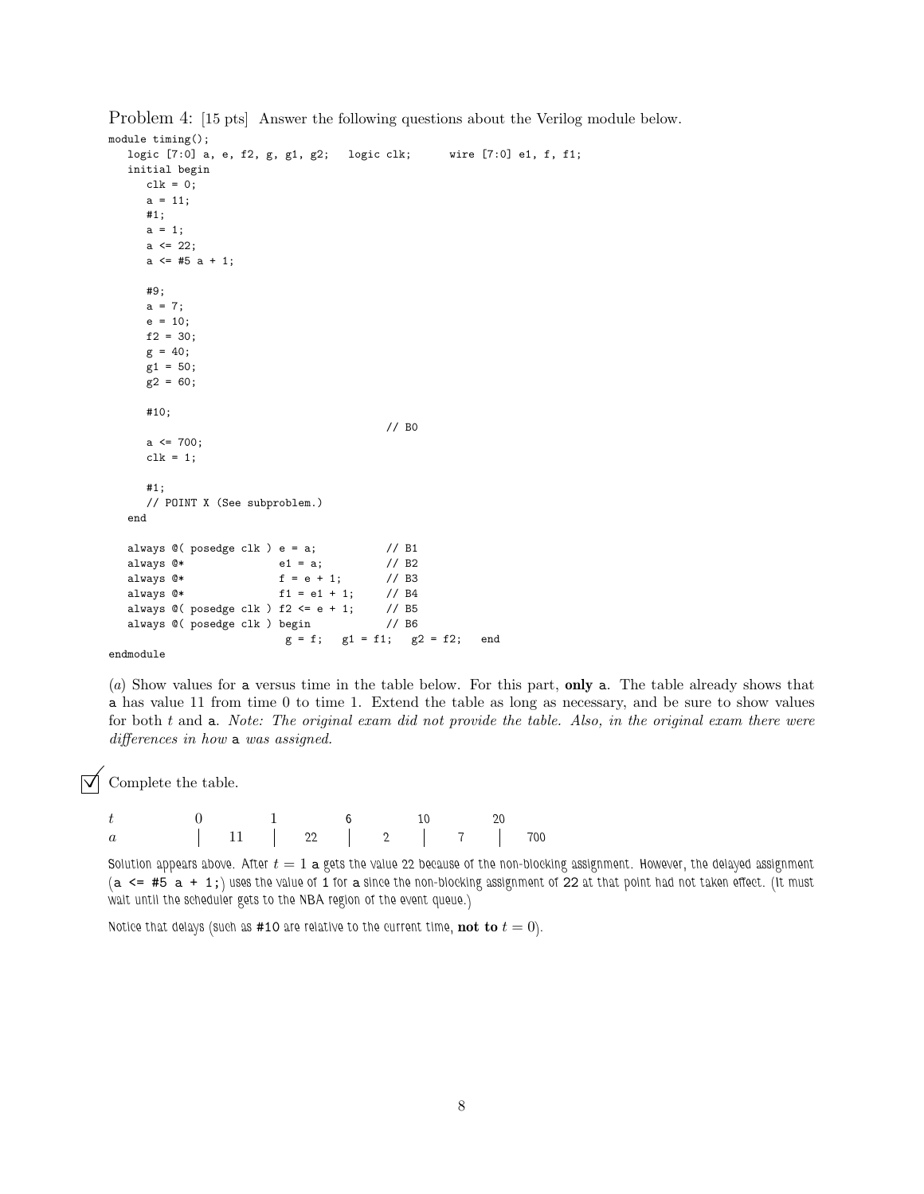Problem 4: [15 pts] Answer the following questions about the Verilog module below.

```
module timing();
   logic [7:0] a, e, f2, g, g1, g2;   logic clk;      wire [7:0] e1, f, f1;
   initial begin
      clk = 0;
      a = 11;
      #1;
      a = 1;
      a <= 22;
      a <= #5 a + 1;

      #9;
      a = 7;
      e = 10;
      f2 = 30;
      g = 40;
      g1 = 50;
      g2 = 60;

      #10;
                                             // B0
      a <= 700;
      clk = 1;

      #1;
      // POINT X (See subproblem.)
   end

   always @( posedge clk ) e = a;           // B1
   always @*              e1 = a;          // B2
   always @*              f = e + 1;       // B3
   always @*              f1 = e1 + 1;     // B4
   always @( posedge clk ) f2 <= e + 1;     // B5
   always @( posedge clk ) begin            // B6
                           g = f;   g1 = f1;   g2 = f2;   end
endmodule
```

(*a*) Show values for `a` versus time in the table below. For this part, **only** `a`. The table already shows that `a` has value 11 from time 0 to time 1. Extend the table as long as necessary, and be sure to show values for both $t$ and `a`. *Note: The original exam did not provide the table. Also, in the original exam there were differences in how* `a` *was assigned.*

☑ Complete the table.

| $t$ | 0 | 1 | 6 | 10 | 20 |
|---|---|---|---|---|---|
| $a$ | 11 | 22 | 2 | 7 | 700 |

Solution appears above. After $t = 1$ `a` gets the value 22 because of the non-blocking assignment. However, the delayed assignment (`a <= #5 a + 1;`) uses the value of 1 for `a` since the non-blocking assignment of 22 at that point had not taken effect. (It must wait until the scheduler gets to the NBA region of the event queue.)

Notice that delays (such as `#10` are relative to the current time, **not to** $t = 0$).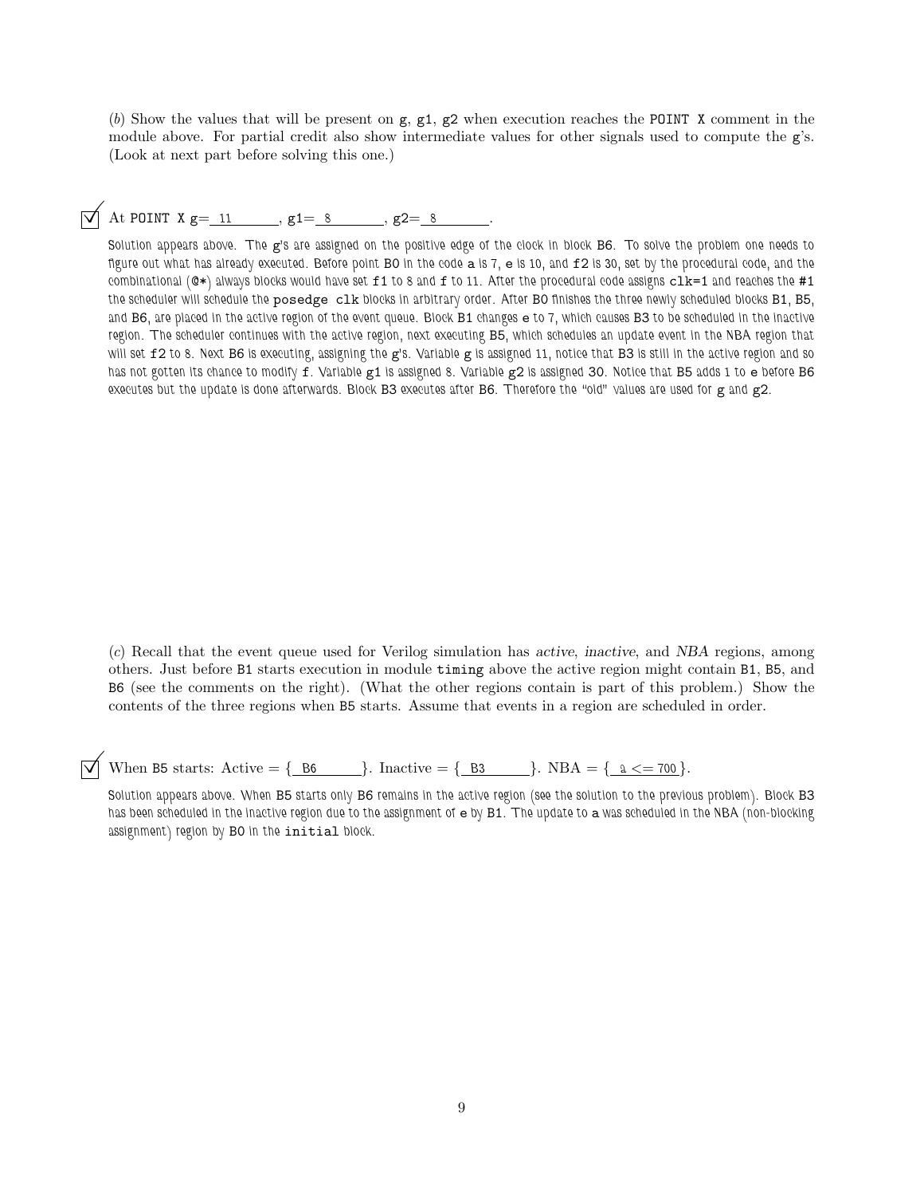(*b*) Show the values that will be present on g, g1, g2 when execution reaches the POINT X comment in the module above. For partial credit also show intermediate values for other signals used to compute the g's. (Look at next part before solving this one.)

☑ At POINT X g= 11 , g1= 8 , g2= 8 .

*Solution appears above. The g's are assigned on the positive edge of the clock in block B6. To solve the problem one needs to figure out what has already executed. Before point B0 in the code a is 7, e is 10, and f2 is 30, set by the procedural code, and the combinational (@\*) always blocks would have set f1 to 8 and f to 11. After the procedural code assigns `clk=1` and reaches the #1 the scheduler will schedule the `posedge clk` blocks in arbitrary order. After B0 finishes the three newly scheduled blocks B1, B5, and B6, are placed in the active region of the event queue. Block B1 changes e to 7, which causes B3 to be scheduled in the inactive region. The scheduler continues with the active region, next executing B5, which schedules an update event in the NBA region that will set f2 to 8. Next B6 is executing, assigning the g's. Variable g is assigned 11, notice that B3 is still in the active region and so has not gotten its chance to modify f. Variable g1 is assigned 8. Variable g2 is assigned 30. Notice that B5 adds 1 to e before B6 executes but the update is done afterwards. Block B3 executes after B6. Therefore the "old" values are used for g and g2.*

(*c*) Recall that the event queue used for Verilog simulation has *active*, *inactive*, and *NBA* regions, among others. Just before B1 starts execution in module `timing` above the active region might contain B1, B5, and B6 (see the comments on the right). (What the other regions contain is part of this problem.) Show the contents of the three regions when B5 starts. Assume that events in a region are scheduled in order.

☑ When B5 starts: Active = { B6 }. Inactive = { B3 }. NBA = { a <= 700 }.

*Solution appears above. When B5 starts only B6 remains in the active region (see the solution to the previous problem). Block B3 has been scheduled in the inactive region due to the assignment of e by B1. The update to a was scheduled in the NBA (non-blocking assignment) region by B0 in the `initial` block.*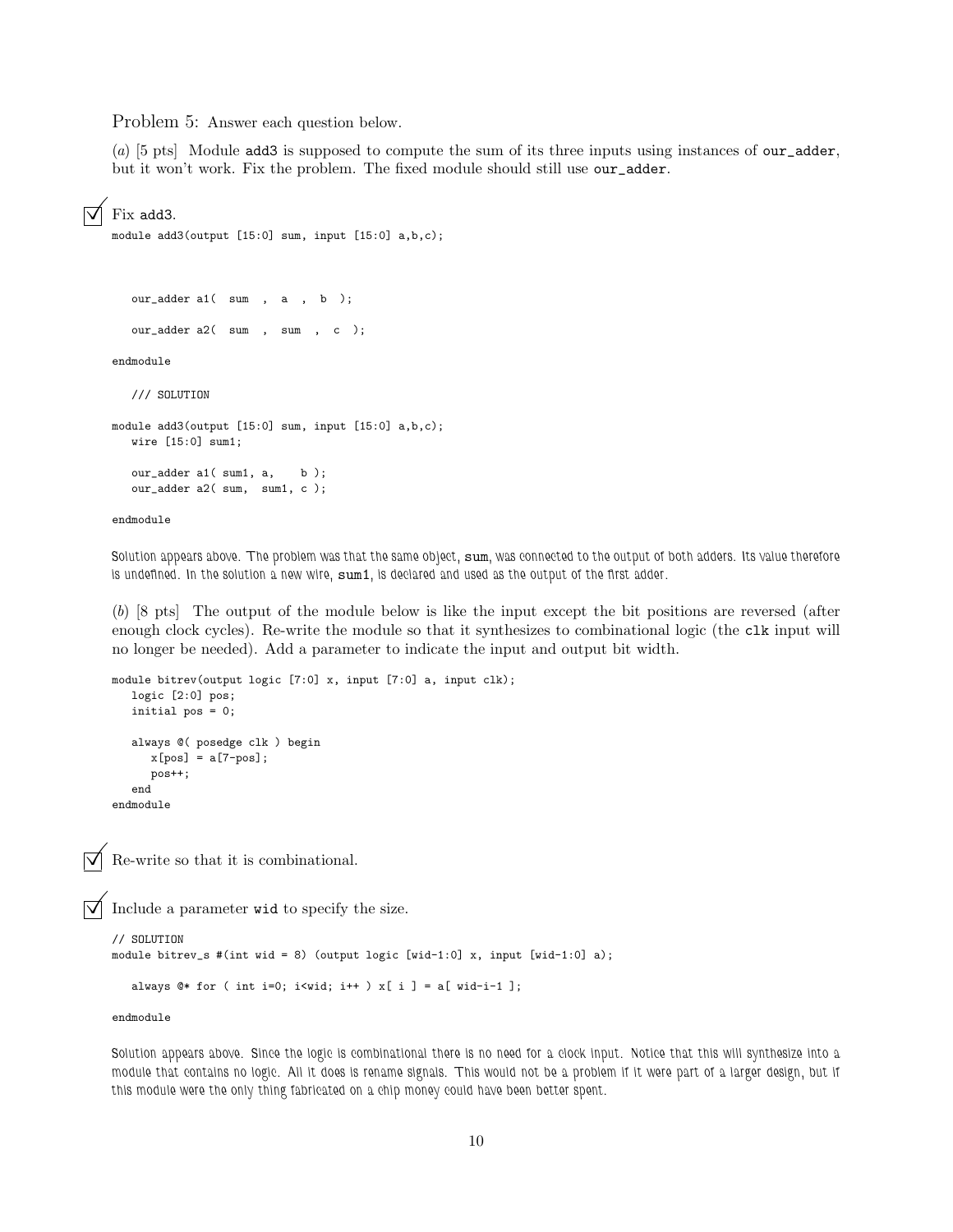Problem 5: Answer each question below.

(*a*) [5 pts] Module `add3` is supposed to compute the sum of its three inputs using instances of `our_adder`, but it won't work. Fix the problem. The fixed module should still use `our_adder`.

☑ Fix `add3`.

```
module add3(output [15:0] sum, input [15:0] a,b,c);



   our_adder a1(  sum  ,  a  ,  b  );

   our_adder a2(  sum  ,  sum  ,  c  );

endmodule

   /// SOLUTION

module add3(output [15:0] sum, input [15:0] a,b,c);
   wire [15:0] sum1;

   our_adder a1( sum1, a,    b );
   our_adder a2( sum,  sum1, c );

endmodule
```

*Solution appears above. The problem was that the same object, `sum`, was connected to the output of both adders. Its value therefore is undefined. In the solution a new wire, `sum1`, is declared and used as the output of the first adder.*

(*b*) [8 pts] The output of the module below is like the input except the bit positions are reversed (after enough clock cycles). Re-write the module so that it synthesizes to combinational logic (the `clk` input will no longer be needed). Add a parameter to indicate the input and output bit width.

```
module bitrev(output logic [7:0] x, input [7:0] a, input clk);
   logic [2:0] pos;
   initial pos = 0;

   always @( posedge clk ) begin
      x[pos] = a[7-pos];
      pos++;
   end
endmodule
```

☑ Re-write so that it is combinational.

☑ Include a parameter `wid` to specify the size.

```
// SOLUTION
module bitrev_s #(int wid = 8) (output logic [wid-1:0] x, input [wid-1:0] a);

   always @* for ( int i=0; i<wid; i++ ) x[ i ] = a[ wid-i-1 ];

endmodule
```

*Solution appears above. Since the logic is combinational there is no need for a clock input. Notice that this will synthesize into a module that contains no logic. All it does is rename signals. This would not be a problem if it were part of a larger design, but if this module were the only thing fabricated on a chip money could have been better spent.*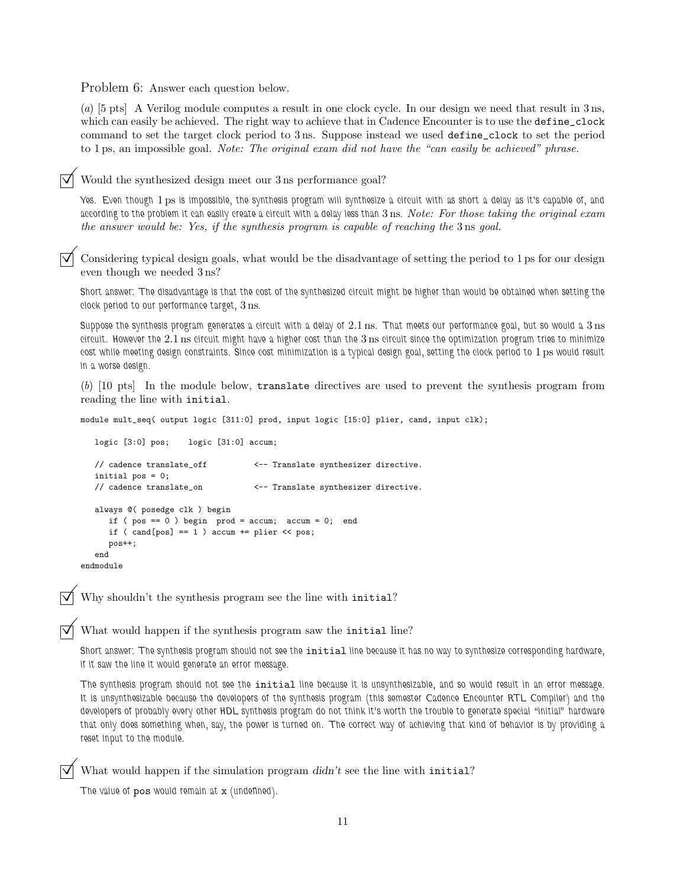Problem 6: Answer each question below.

(*a*) [5 pts] A Verilog module computes a result in one clock cycle. In our design we need that result in 3 ns, which can easily be achieved. The right way to achieve that in Cadence Encounter is to use the `define_clock` command to set the target clock period to 3 ns. Suppose instead we used `define_clock` to set the period to 1 ps, an impossible goal. *Note: The original exam did not have the "can easily be achieved" phrase.*

☑ Would the synthesized design meet our 3 ns performance goal?

Yes. Even though 1 ps is impossible, the synthesis program will synthesize a circuit with as short a delay as it's capable of, and according to the problem it can easily create a circuit with a delay less than 3 ns. *Note: For those taking the original exam the answer would be: Yes, if the synthesis program is capable of reaching the 3 ns goal.*

☑ Considering typical design goals, what would be the disadvantage of setting the period to 1 ps for our design even though we needed 3 ns?

Short answer: The disadvantage is that the cost of the synthesized circuit might be higher than would be obtained when setting the clock period to our performance target, 3 ns.

Suppose the synthesis program generates a circuit with a delay of 2.1 ns. That meets our performance goal, but so would a 3 ns circuit. However the 2.1 ns circuit might have a higher cost than the 3 ns circuit since the optimization program tries to minimize cost while meeting design constraints. Since cost minimization is a typical design goal, setting the clock period to 1 ps would result in a worse design.

(*b*) [10 pts] In the module below, `translate` directives are used to prevent the synthesis program from reading the line with `initial`.

```
module mult_seq( output logic [311:0] prod, input logic [15:0] plier, cand, input clk);

   logic [3:0] pos;    logic [31:0] accum;

   // cadence translate_off          <-- Translate synthesizer directive.
   initial pos = 0;
   // cadence translate_on           <-- Translate synthesizer directive.

   always @( posedge clk ) begin
      if ( pos == 0 ) begin  prod = accum;  accum = 0;  end
      if ( cand[pos] == 1 ) accum += plier << pos;
      pos++;
   end
endmodule
```

☑ Why shouldn't the synthesis program see the line with `initial`?

☑ What would happen if the synthesis program saw the `initial` line?

Short answer: The synthesis program should not see the `initial` line because it has no way to synthesize corresponding hardware, if it saw the line it would generate an error message.

The synthesis program should not see the `initial` line because it is unsynthesizable, and so would result in an error message. It is unsynthesizable because the developers of the synthesis program (this semester Cadence Encounter RTL Compiler) and the developers of probably every other HDL synthesis program do not think it's worth the trouble to generate special "initial" hardware that only does something when, say, the power is turned on. The correct way of achieving that kind of behavior is by providing a reset input to the module.

☑ What would happen if the simulation program *didn't* see the line with `initial`?

The value of `pos` would remain at `x` (undefined).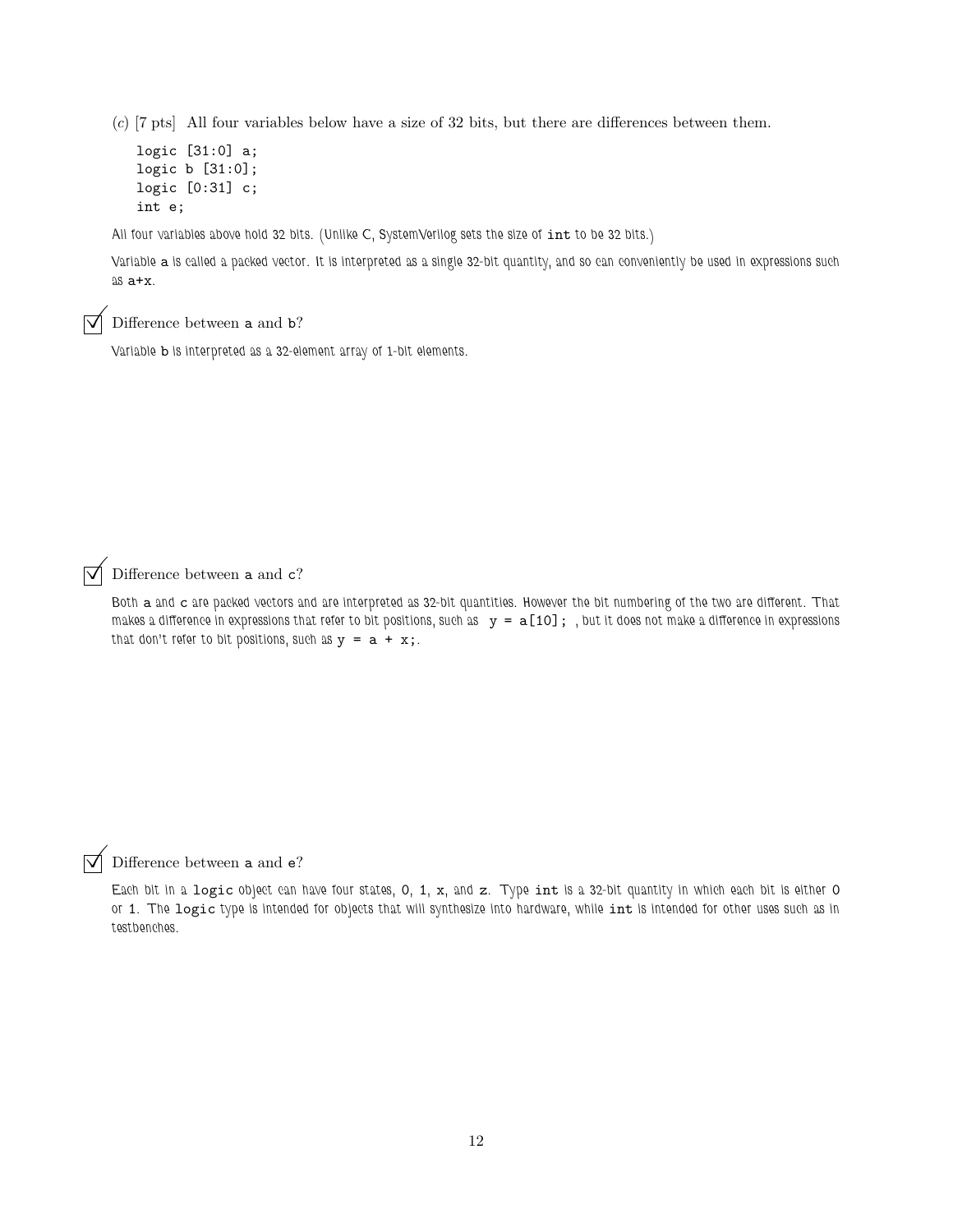(c) [7 pts] All four variables below have a size of 32 bits, but there are differences between them.

```
logic [31:0] a;
logic b [31:0];
logic [0:31] c;
int e;
```

*All four variables above hold 32 bits. (Unlike C, SystemVerilog sets the size of `int` to be 32 bits.)*

*Variable `a` is called a packed vector. It is interpreted as a single 32-bit quantity, and so can conveniently be used in expressions such as `a+x`.*

☑ Difference between `a` and `b`?

*Variable `b` is interpreted as a 32-element array of 1-bit elements.*

☑ Difference between `a` and `c`?

*Both `a` and `c` are packed vectors and are interpreted as 32-bit quantities. However the bit numbering of the two are different. That makes a difference in expressions that refer to bit positions, such as `y = a[10];` , but it does not make a difference in expressions that don't refer to bit positions, such as `y = a + x;`.*

☑ Difference between `a` and `e`?

*Each bit in a `logic` object can have four states, 0, 1, x, and z. Type `int` is a 32-bit quantity in which each bit is either 0 or 1. The `logic` type is intended for objects that will synthesize into hardware, while `int` is intended for other uses such as in testbenches.*